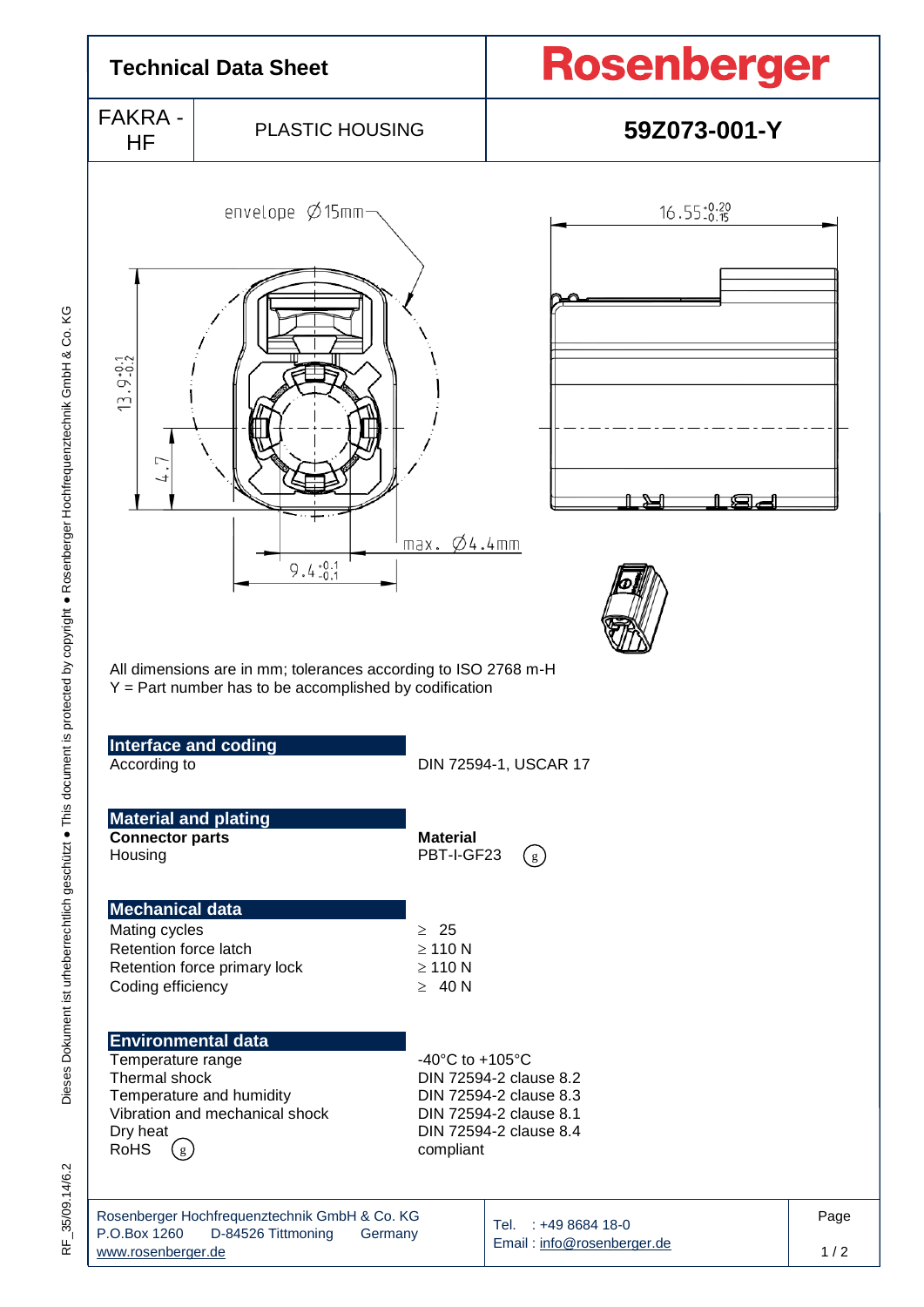# Technical Data Sheet

**Rosenberger**

| FAKRA - HF | PLASTIC HOUSING | **59Z073-001-Y** |
|---|---|---|

All dimensions are in mm; tolerances according to ISO 2768 m-H
Y = Part number has to be accomplished by codification

## Interface and coding

| | |
|---|---|
| According to | DIN 72594-1, USCAR 17 |

## Material and plating

| **Connector parts** | **Material** |
|---|---|
| Housing | PBT-I-GF23 (g) |

## Mechanical data

| | |
|---|---|
| Mating cycles | ≥ 25 |
| Retention force latch | ≥ 110 N |
| Retention force primary lock | ≥ 110 N |
| Coding efficiency | ≥ 40 N |

## Environmental data

| | |
|---|---|
| Temperature range | -40°C to +105°C |
| Thermal shock | DIN 72594-2 clause 8.2 |
| Temperature and humidity | DIN 72594-2 clause 8.3 |
| Vibration and mechanical shock | DIN 72594-2 clause 8.1 |
| Dry heat | DIN 72594-2 clause 8.4 |
| RoHS (g) | compliant |

Rosenberger Hochfrequenztechnik GmbH & Co. KG
P.O.Box 1260 D-84526 Tittmoning Germany
www.rosenberger.de

Tel. : +49 8684 18-0
Email : info@rosenberger.de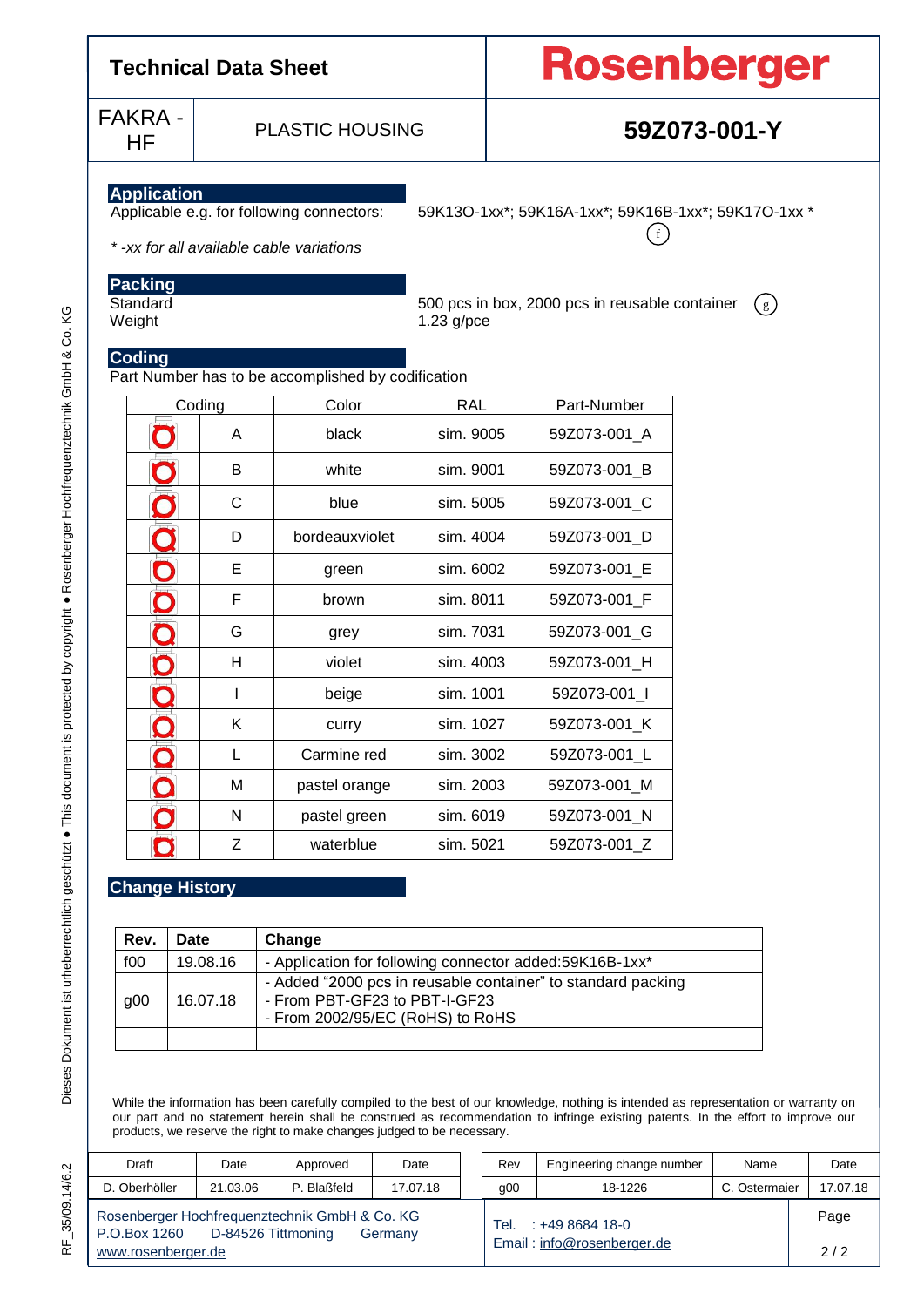# Technical Data Sheet

**Rosenberger**

| FAKRA - HF | PLASTIC HOUSING | **59Z073-001-Y** |
|---|---|---|

## Application

Applicable e.g. for following connectors: 59K13O-1xx*; 59K16A-1xx*; 59K16B-1xx*; 59K17O-1xx * (f)

*\* -xx for all available cable variations*

## Packing

Standard: 500 pcs in box, 2000 pcs in reusable container (g)
Weight: 1.23 g/pce

## Coding

Part Number has to be accomplished by codification

| Coding | | Color | RAL | Part-Number |
|---|---|---|---|---|
| | A | black | sim. 9005 | 59Z073-001_A |
| | B | white | sim. 9001 | 59Z073-001_B |
| | C | blue | sim. 5005 | 59Z073-001_C |
| | D | bordeauxviolet | sim. 4004 | 59Z073-001_D |
| | E | green | sim. 6002 | 59Z073-001_E |
| | F | brown | sim. 8011 | 59Z073-001_F |
| | G | grey | sim. 7031 | 59Z073-001_G |
| | H | violet | sim. 4003 | 59Z073-001_H |
| | I | beige | sim. 1001 | 59Z073-001_I |
| | K | curry | sim. 1027 | 59Z073-001_K |
| | L | Carmine red | sim. 3002 | 59Z073-001_L |
| | M | pastel orange | sim. 2003 | 59Z073-001_M |
| | N | pastel green | sim. 6019 | 59Z073-001_N |
| | Z | waterblue | sim. 5021 | 59Z073-001_Z |

## Change History

| **Rev.** | **Date** | **Change** |
|---|---|---|
| f00 | 19.08.16 | - Application for following connector added:59K16B-1xx* |
| g00 | 16.07.18 | - Added "2000 pcs in reusable container" to standard packing<br>- From PBT-GF23 to PBT-I-GF23<br>- From 2002/95/EC (RoHS) to RoHS |
| | | |

While the information has been carefully compiled to the best of our knowledge, nothing is intended as representation or warranty on our part and no statement herein shall be construed as recommendation to infringe existing patents. In the effort to improve our products, we reserve the right to make changes judged to be necessary.

| Draft | Date | Approved | Date | Rev | Engineering change number | Name | Date |
|---|---|---|---|---|---|---|---|
| D. Oberhöller | 21.03.06 | P. Blaßfeld | 17.07.18 | g00 | 18-1226 | C. Ostermaier | 17.07.18 |

Rosenberger Hochfrequenztechnik GmbH & Co. KG
P.O.Box 1260 D-84526 Tittmoning Germany
www.rosenberger.de

Tel. : +49 8684 18-0
Email : info@rosenberger.de

Dieses Dokument ist urheberrechtlich geschützt ● This document is protected by copyright ● Rosenberger Hochfrequenztechnik GmbH & Co. KG

RF_35/09.14/6.2